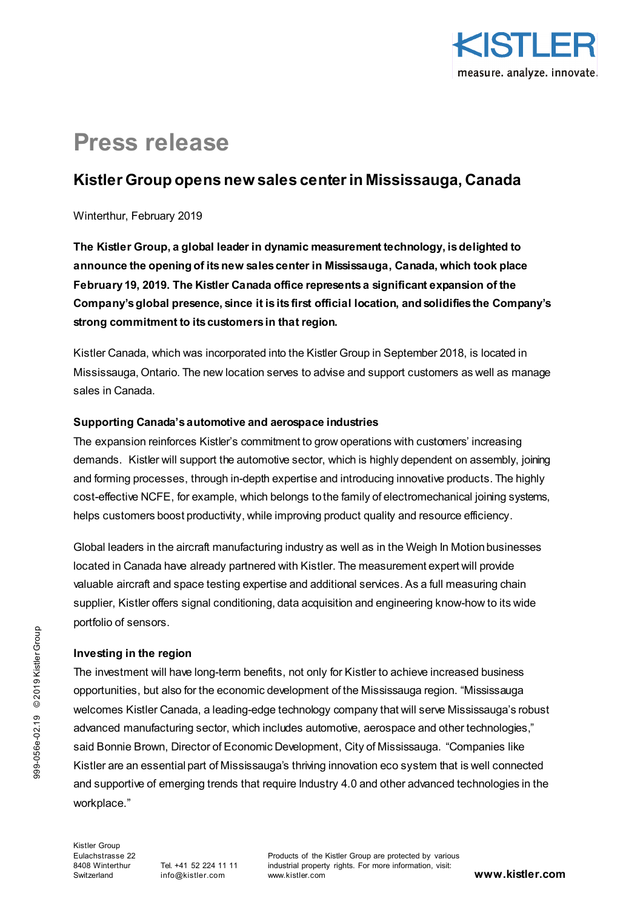# Press release

## Kistler Group opens new sales center in Mississauga, Canada

Winterthur, February 2019

**The Kistler Group, a global leader in dynamic measurement technology, is delighted to announce the opening of its new sales center in Mississauga, Canada, which took place February 19, 2019. The Kistler Canada office represents a significant expansion of the Company's global presence, since it is its first official location, and solidifies the Company's strong commitment to its customers in that region.**

Kistler Canada, which was incorporated into the Kistler Group in September 2018, is located in Mississauga, Ontario. The new location serves to advise and support customers as well as manage sales in Canada.

### Supporting Canada's automotive and aerospace industries

The expansion reinforces Kistler's commitment to grow operations with customers' increasing demands. Kistler will support the automotive sector, which is highly dependent on assembly, joining and forming processes, through in-depth expertise and introducing innovative products. The highly cost-effective NCFE, for example, which belongs to the family of electromechanical joining systems, helps customers boost productivity, while improving product quality and resource efficiency.

Global leaders in the aircraft manufacturing industry as well as in the Weigh In Motion businesses located in Canada have already partnered with Kistler. The measurement expert will provide valuable aircraft and space testing expertise and additional services. As a full measuring chain supplier, Kistler offers signal conditioning, data acquisition and engineering know-how to its wide portfolio of sensors.

### Investing in the region

The investment will have long-term benefits, not only for Kistler to achieve increased business opportunities, but also for the economic development of the Mississauga region. "Mississauga welcomes Kistler Canada, a leading-edge technology company that will serve Mississauga's robust advanced manufacturing sector, which includes automotive, aerospace and other technologies," said Bonnie Brown, Director of Economic Development, City of Mississauga. "Companies like Kistler are an essential part of Mississauga's thriving innovation eco system that is well connected and supportive of emerging trends that require Industry 4.0 and other advanced technologies in the workplace."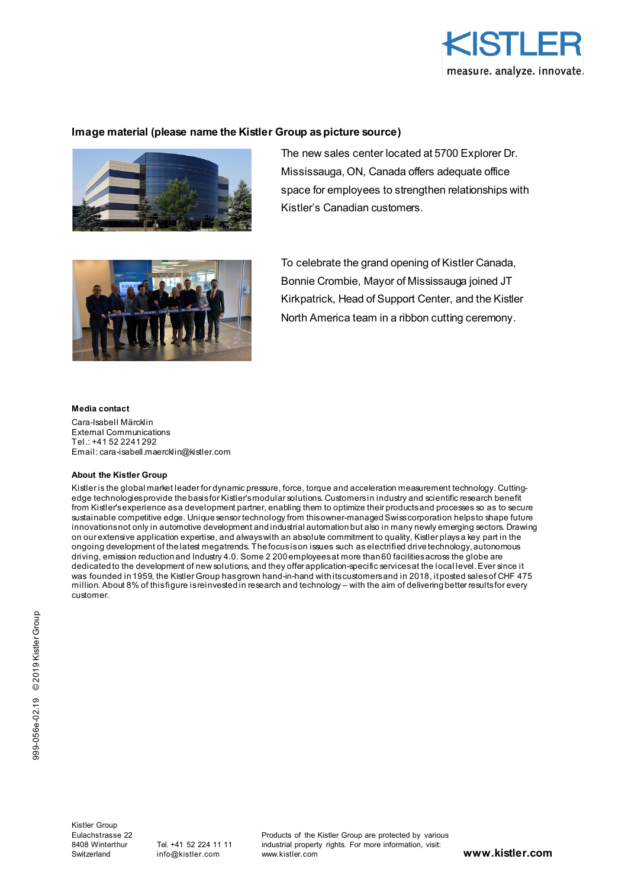### Image material (please name the Kistler Group as picture source)

The new sales center located at 5700 Explorer Dr. Mississauga, ON, Canada offers adequate office space for employees to strengthen relationships with Kistler's Canadian customers.

To celebrate the grand opening of Kistler Canada, Bonnie Crombie, Mayor of Mississauga joined JT Kirkpatrick, Head of Support Center, and the Kistler North America team in a ribbon cutting ceremony.

**Media contact**

Cara-Isabell Märcklin
External Communications
Tel.: +41 52 2241 292
Email: cara-isabell.maercklin@kistler.com

**About the Kistler Group**

Kistler is the global market leader for dynamic pressure, force, torque and acceleration measurement technology. Cutting-edge technologies provide the basis for Kistler's modular solutions. Customers in industry and scientific research benefit from Kistler's experience as a development partner, enabling them to optimize their products and processes so as to secure sustainable competitive edge. Unique sensor technology from this owner-managed Swiss corporation helps to shape future innovations not only in automotive development and industrial automation but also in many newly emerging sectors. Drawing on our extensive application expertise, and always with an absolute commitment to quality, Kistler plays a key part in the ongoing development of the latest megatrends. The focus is on issues such as electrified drive technology, autonomous driving, emission reduction and Industry 4.0. Some 2 200 employees at more than 60 facilities across the globe are dedicated to the development of new solutions, and they offer application-specific services at the local level. Ever since it was founded in 1959, the Kistler Group has grown hand-in-hand with its customers and in 2018, it posted sales of CHF 475 million. About 8% of this figure is reinvested in research and technology – with the aim of delivering better results for every customer.